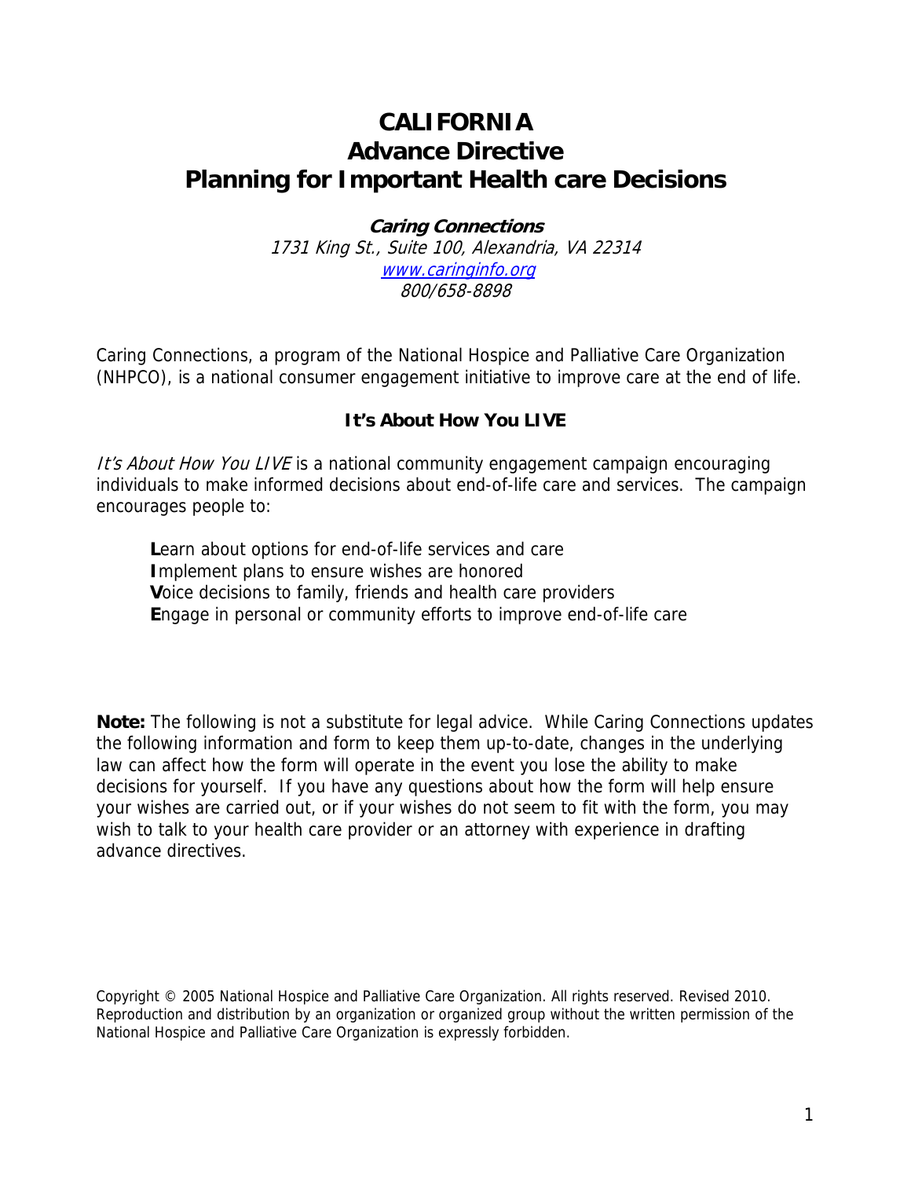# CALIFORNIA
# Advance Directive
# Planning for Important Health care Decisions

***Caring Connections***

*1731 King St., Suite 100, Alexandria, VA 22314*

*www.caringinfo.org*

*800/658-8898*

Caring Connections, a program of the National Hospice and Palliative Care Organization (NHPCO), is a national consumer engagement initiative to improve care at the end of life.

**It's About How You LIVE**

*It's About How You LIVE* is a national community engagement campaign encouraging individuals to make informed decisions about end-of-life care and services. The campaign encourages people to:

**L**earn about options for end-of-life services and care
**I**mplement plans to ensure wishes are honored
**V**oice decisions to family, friends and health care providers
**E**ngage in personal or community efforts to improve end-of-life care

**Note:** The following is not a substitute for legal advice. While Caring Connections updates the following information and form to keep them up-to-date, changes in the underlying law can affect how the form will operate in the event you lose the ability to make decisions for yourself. If you have any questions about how the form will help ensure your wishes are carried out, or if your wishes do not seem to fit with the form, you may wish to talk to your health care provider or an attorney with experience in drafting advance directives.

Copyright © 2005 National Hospice and Palliative Care Organization. All rights reserved. Revised 2010. Reproduction and distribution by an organization or organized group without the written permission of the National Hospice and Palliative Care Organization is expressly forbidden.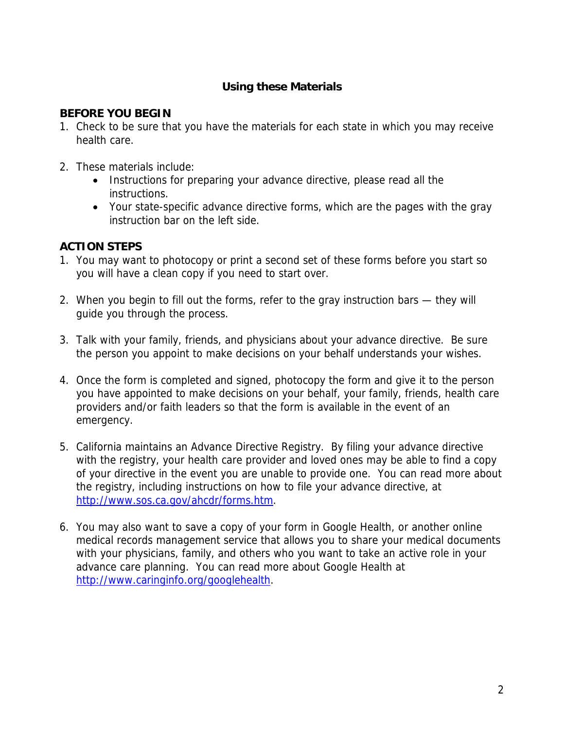## Using these Materials

### BEFORE YOU BEGIN

1. Check to be sure that you have the materials for each state in which you may receive health care.

2. These materials include:
   - Instructions for preparing your advance directive, please read all the instructions.
   - Your state-specific advance directive forms, which are the pages with the gray instruction bar on the left side.

### ACTION STEPS

1. You may want to photocopy or print a second set of these forms before you start so you will have a clean copy if you need to start over.

2. When you begin to fill out the forms, refer to the gray instruction bars — they will guide you through the process.

3. Talk with your family, friends, and physicians about your advance directive. Be sure the person you appoint to make decisions on your behalf understands your wishes.

4. Once the form is completed and signed, photocopy the form and give it to the person you have appointed to make decisions on your behalf, your family, friends, health care providers and/or faith leaders so that the form is available in the event of an emergency.

5. California maintains an Advance Directive Registry. By filing your advance directive with the registry, your health care provider and loved ones may be able to find a copy of your directive in the event you are unable to provide one. You can read more about the registry, including instructions on how to file your advance directive, at http://www.sos.ca.gov/ahcdr/forms.htm.

6. You may also want to save a copy of your form in Google Health, or another online medical records management service that allows you to share your medical documents with your physicians, family, and others who you want to take an active role in your advance care planning. You can read more about Google Health at http://www.caringinfo.org/googlehealth.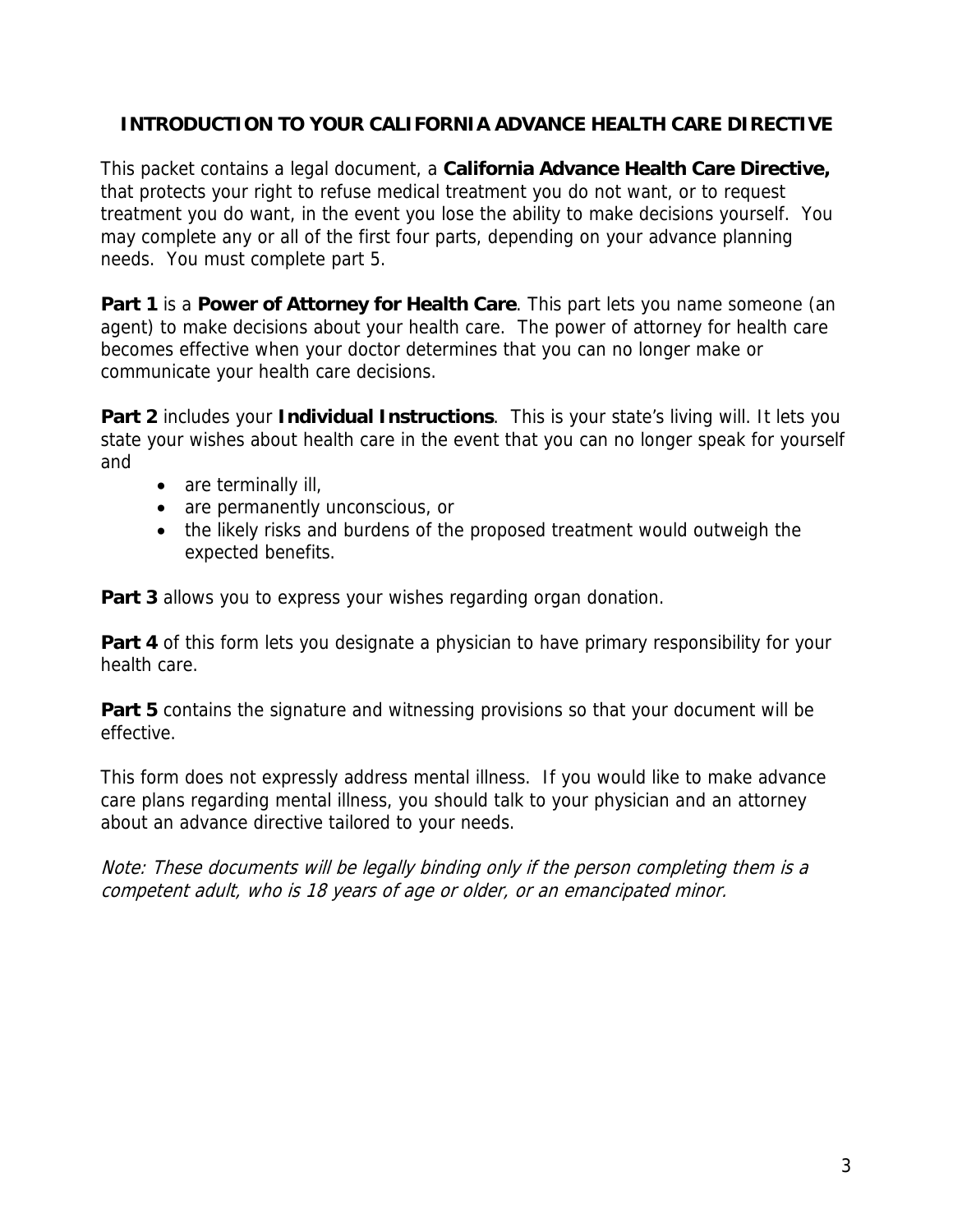# INTRODUCTION TO YOUR CALIFORNIA ADVANCE HEALTH CARE DIRECTIVE

This packet contains a legal document, a **California Advance Health Care Directive,** that protects your right to refuse medical treatment you do not want, or to request treatment you do want, in the event you lose the ability to make decisions yourself. You may complete any or all of the first four parts, depending on your advance planning needs. You must complete part 5.

**Part 1** is a **Power of Attorney for Health Care**. This part lets you name someone (an agent) to make decisions about your health care. The power of attorney for health care becomes effective when your doctor determines that you can no longer make or communicate your health care decisions.

**Part 2** includes your **Individual Instructions**. This is your state's living will. It lets you state your wishes about health care in the event that you can no longer speak for yourself and

- are terminally ill,
- are permanently unconscious, or
- the likely risks and burdens of the proposed treatment would outweigh the expected benefits.

**Part 3** allows you to express your wishes regarding organ donation.

**Part 4** of this form lets you designate a physician to have primary responsibility for your health care.

**Part 5** contains the signature and witnessing provisions so that your document will be effective.

This form does not expressly address mental illness. If you would like to make advance care plans regarding mental illness, you should talk to your physician and an attorney about an advance directive tailored to your needs.

*Note: These documents will be legally binding only if the person completing them is a competent adult, who is 18 years of age or older, or an emancipated minor.*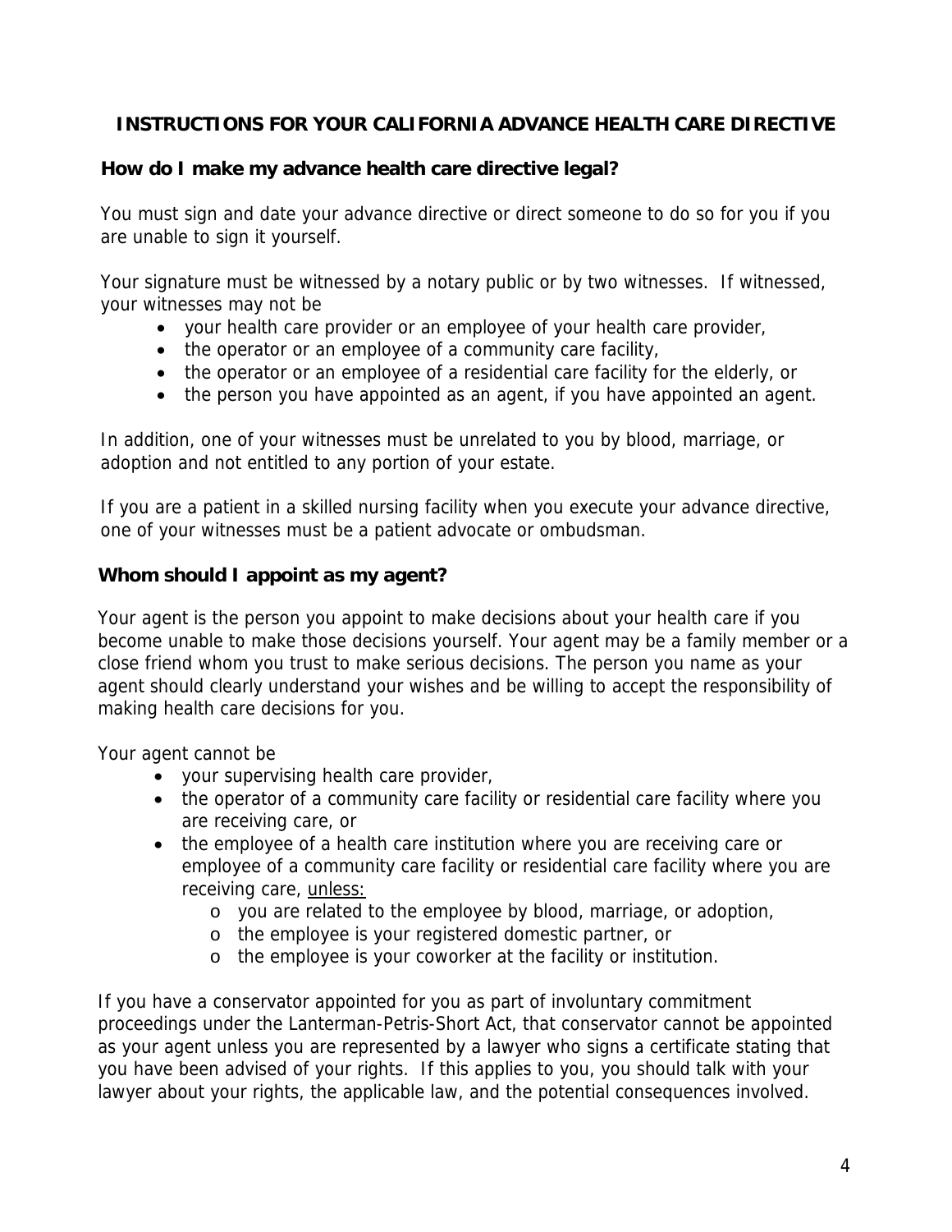## INSTRUCTIONS FOR YOUR CALIFORNIA ADVANCE HEALTH CARE DIRECTIVE

### How do I make my advance health care directive legal?

You must sign and date your advance directive or direct someone to do so for you if you are unable to sign it yourself.

Your signature must be witnessed by a notary public or by two witnesses. If witnessed, your witnesses may not be

- your health care provider or an employee of your health care provider,
- the operator or an employee of a community care facility,
- the operator or an employee of a residential care facility for the elderly, or
- the person you have appointed as an agent, if you have appointed an agent.

In addition, one of your witnesses must be unrelated to you by blood, marriage, or adoption and not entitled to any portion of your estate.

If you are a patient in a skilled nursing facility when you execute your advance directive, one of your witnesses must be a patient advocate or ombudsman.

### Whom should I appoint as my agent?

Your agent is the person you appoint to make decisions about your health care if you become unable to make those decisions yourself. Your agent may be a family member or a close friend whom you trust to make serious decisions. The person you name as your agent should clearly understand your wishes and be willing to accept the responsibility of making health care decisions for you.

Your agent cannot be

- your supervising health care provider,
- the operator of a community care facility or residential care facility where you are receiving care, or
- the employee of a health care institution where you are receiving care or employee of a community care facility or residential care facility where you are receiving care, <u>unless:</u>
    - you are related to the employee by blood, marriage, or adoption,
    - the employee is your registered domestic partner, or
    - the employee is your coworker at the facility or institution.

If you have a conservator appointed for you as part of involuntary commitment proceedings under the Lanterman-Petris-Short Act, that conservator cannot be appointed as your agent unless you are represented by a lawyer who signs a certificate stating that you have been advised of your rights. If this applies to you, you should talk with your lawyer about your rights, the applicable law, and the potential consequences involved.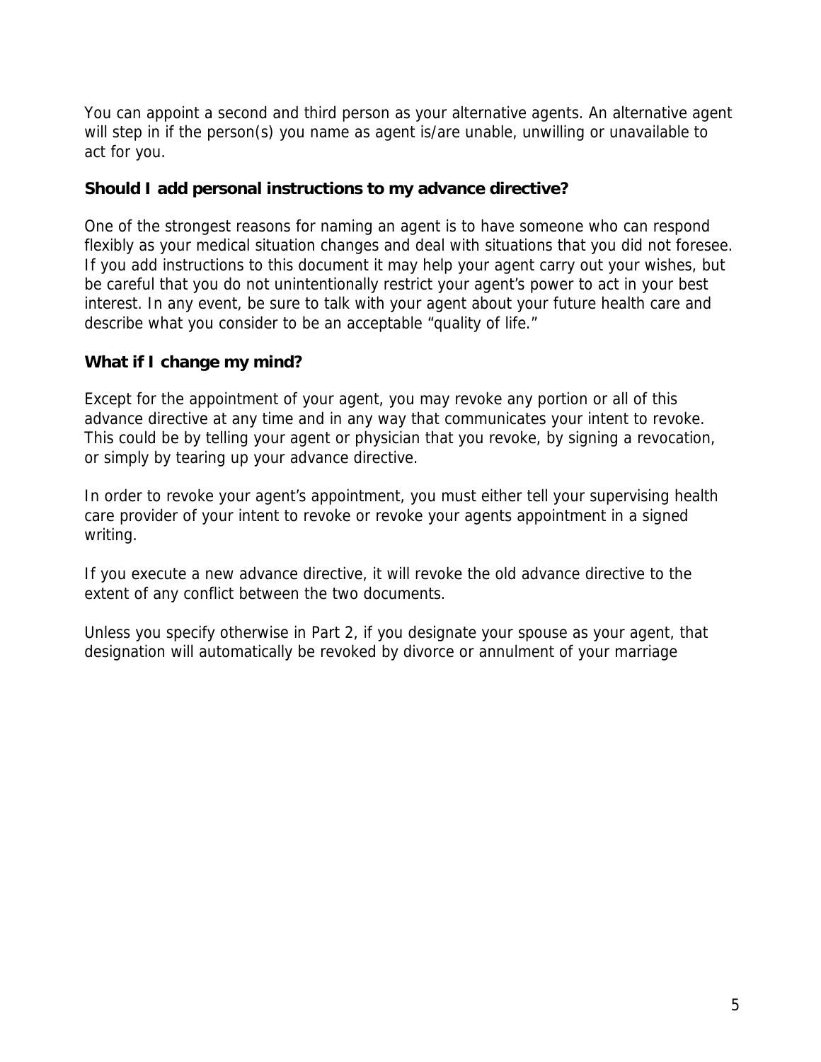You can appoint a second and third person as your alternative agents. An alternative agent will step in if the person(s) you name as agent is/are unable, unwilling or unavailable to act for you.

**Should I add personal instructions to my advance directive?**

One of the strongest reasons for naming an agent is to have someone who can respond flexibly as your medical situation changes and deal with situations that you did not foresee. If you add instructions to this document it may help your agent carry out your wishes, but be careful that you do not unintentionally restrict your agent's power to act in your best interest. In any event, be sure to talk with your agent about your future health care and describe what you consider to be an acceptable "quality of life."

**What if I change my mind?**

Except for the appointment of your agent, you may revoke any portion or all of this advance directive at any time and in any way that communicates your intent to revoke. This could be by telling your agent or physician that you revoke, by signing a revocation, or simply by tearing up your advance directive.

In order to revoke your agent's appointment, you must either tell your supervising health care provider of your intent to revoke or revoke your agents appointment in a signed writing.

If you execute a new advance directive, it will revoke the old advance directive to the extent of any conflict between the two documents.

Unless you specify otherwise in Part 2, if you designate your spouse as your agent, that designation will automatically be revoked by divorce or annulment of your marriage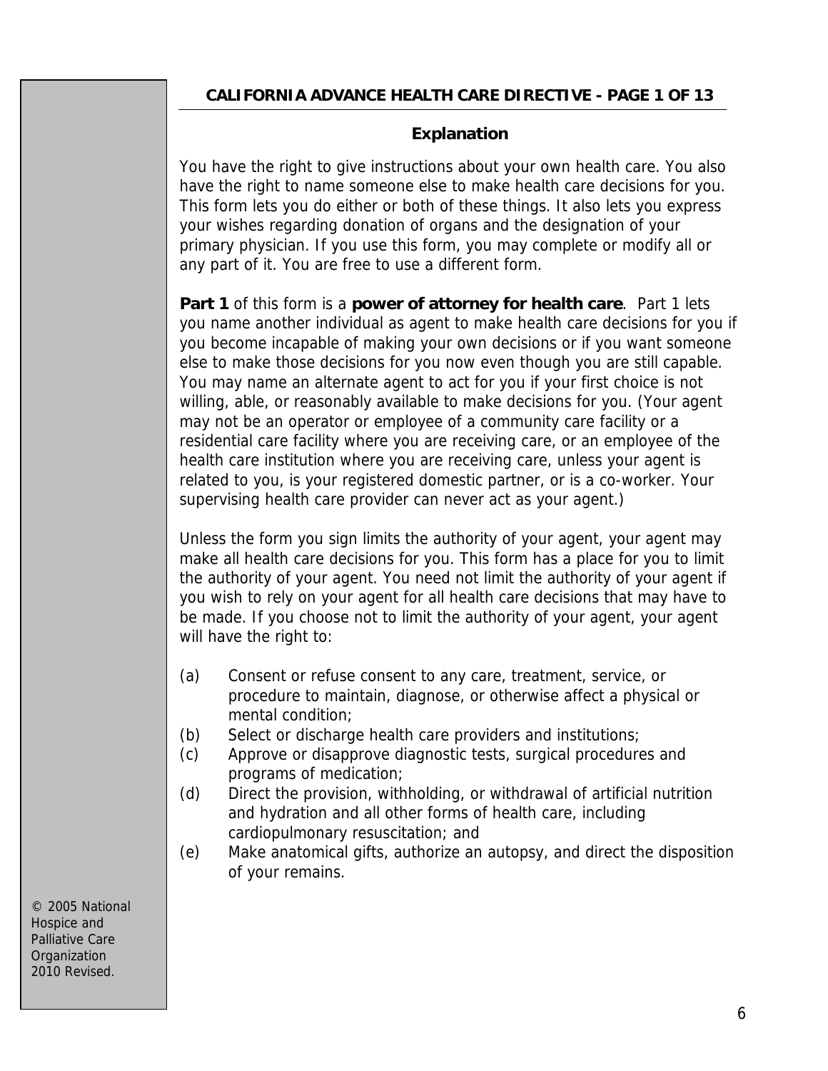## CALIFORNIA ADVANCE HEALTH CARE DIRECTIVE - PAGE 1 OF 13

### Explanation

You have the right to give instructions about your own health care. You also have the right to name someone else to make health care decisions for you. This form lets you do either or both of these things. It also lets you express your wishes regarding donation of organs and the designation of your primary physician. If you use this form, you may complete or modify all or any part of it. You are free to use a different form.

**Part 1** of this form is a **power of attorney for health care**. Part 1 lets you name another individual as agent to make health care decisions for you if you become incapable of making your own decisions or if you want someone else to make those decisions for you now even though you are still capable. You may name an alternate agent to act for you if your first choice is not willing, able, or reasonably available to make decisions for you. (Your agent may not be an operator or employee of a community care facility or a residential care facility where you are receiving care, or an employee of the health care institution where you are receiving care, unless your agent is related to you, is your registered domestic partner, or is a co-worker. Your supervising health care provider can never act as your agent.)

Unless the form you sign limits the authority of your agent, your agent may make all health care decisions for you. This form has a place for you to limit the authority of your agent. You need not limit the authority of your agent if you wish to rely on your agent for all health care decisions that may have to be made. If you choose not to limit the authority of your agent, your agent will have the right to:

(a) Consent or refuse consent to any care, treatment, service, or procedure to maintain, diagnose, or otherwise affect a physical or mental condition;
(b) Select or discharge health care providers and institutions;
(c) Approve or disapprove diagnostic tests, surgical procedures and programs of medication;
(d) Direct the provision, withholding, or withdrawal of artificial nutrition and hydration and all other forms of health care, including cardiopulmonary resuscitation; and
(e) Make anatomical gifts, authorize an autopsy, and direct the disposition of your remains.

© 2005 National Hospice and Palliative Care Organization 2010 Revised.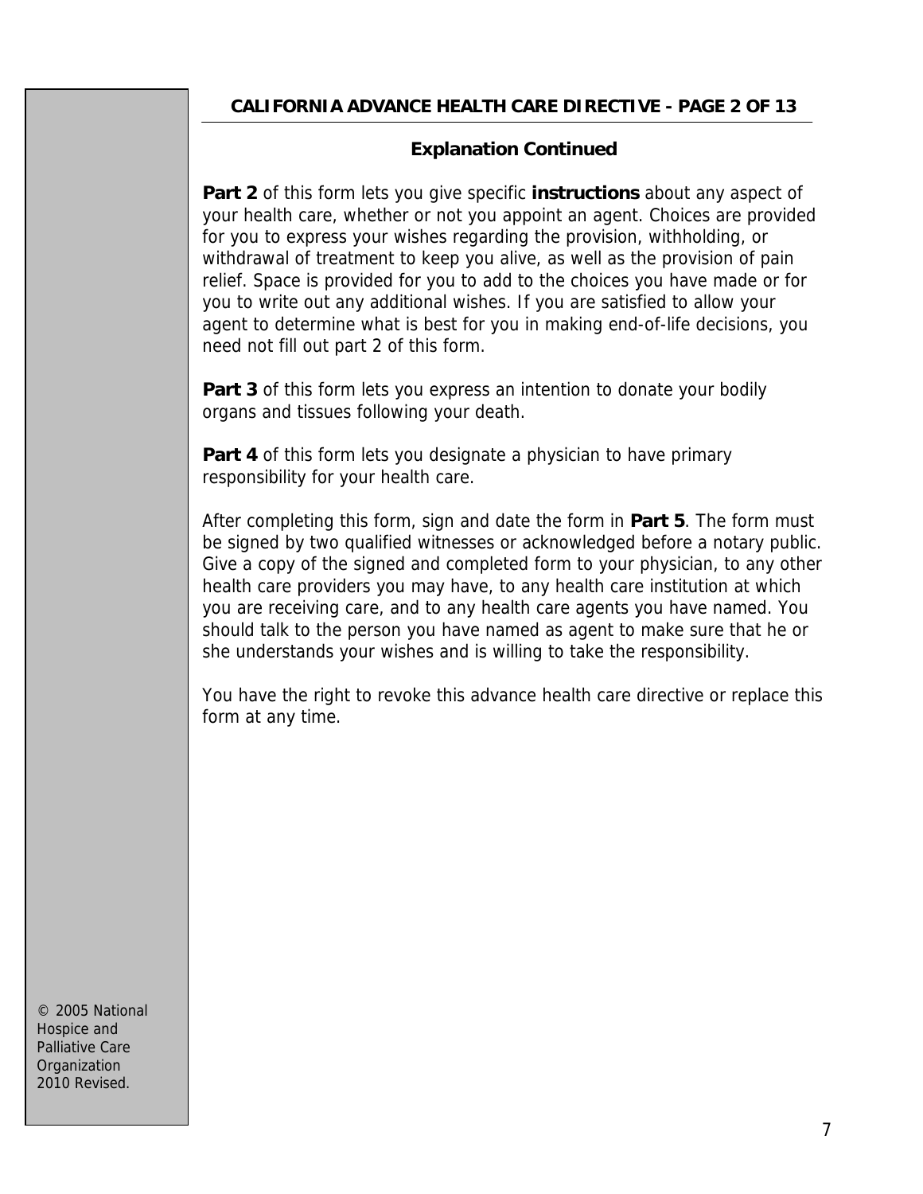## Explanation Continued

**Part 2** of this form lets you give specific **instructions** about any aspect of your health care, whether or not you appoint an agent. Choices are provided for you to express your wishes regarding the provision, withholding, or withdrawal of treatment to keep you alive, as well as the provision of pain relief. Space is provided for you to add to the choices you have made or for you to write out any additional wishes. If you are satisfied to allow your agent to determine what is best for you in making end-of-life decisions, you need not fill out part 2 of this form.

**Part 3** of this form lets you express an intention to donate your bodily organs and tissues following your death.

**Part 4** of this form lets you designate a physician to have primary responsibility for your health care.

After completing this form, sign and date the form in **Part 5**. The form must be signed by two qualified witnesses or acknowledged before a notary public. Give a copy of the signed and completed form to your physician, to any other health care providers you may have, to any health care institution at which you are receiving care, and to any health care agents you have named. You should talk to the person you have named as agent to make sure that he or she understands your wishes and is willing to take the responsibility.

You have the right to revoke this advance health care directive or replace this form at any time.

© 2005 National Hospice and Palliative Care Organization 2010 Revised.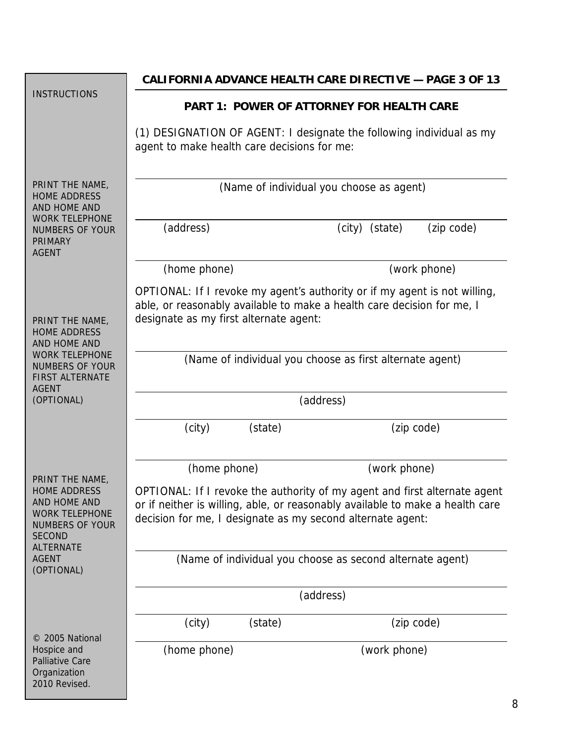INSTRUCTIONS

## CALIFORNIA ADVANCE HEALTH CARE DIRECTIVE — PAGE 3 OF 13

### PART 1: POWER OF ATTORNEY FOR HEALTH CARE

(1) DESIGNATION OF AGENT: I designate the following individual as my agent to make health care decisions for me:

PRINT THE NAME, HOME ADDRESS AND HOME AND WORK TELEPHONE NUMBERS OF YOUR PRIMARY AGENT

______________________________________________
(Name of individual you choose as agent)

______________________________________________
(address) (city) (state) (zip code)

______________________________________________
(home phone) (work phone)

OPTIONAL: If I revoke my agent's authority or if my agent is not willing, able, or reasonably available to make a health care decision for me, I designate as my first alternate agent:

PRINT THE NAME, HOME ADDRESS AND HOME AND WORK TELEPHONE NUMBERS OF YOUR FIRST ALTERNATE AGENT (OPTIONAL)

______________________________________________
(Name of individual you choose as first alternate agent)

______________________________________________
(address)

______________________________________________
(city) (state) (zip code)

______________________________________________
(home phone) (work phone)

OPTIONAL: If I revoke the authority of my agent and first alternate agent or if neither is willing, able, or reasonably available to make a health care decision for me, I designate as my second alternate agent:

PRINT THE NAME, HOME ADDRESS AND HOME AND WORK TELEPHONE NUMBERS OF YOUR SECOND ALTERNATE AGENT (OPTIONAL)

______________________________________________
(Name of individual you choose as second alternate agent)

______________________________________________
(address)

______________________________________________
(city) (state) (zip code)

______________________________________________
(home phone) (work phone)

© 2005 National Hospice and Palliative Care Organization 2010 Revised.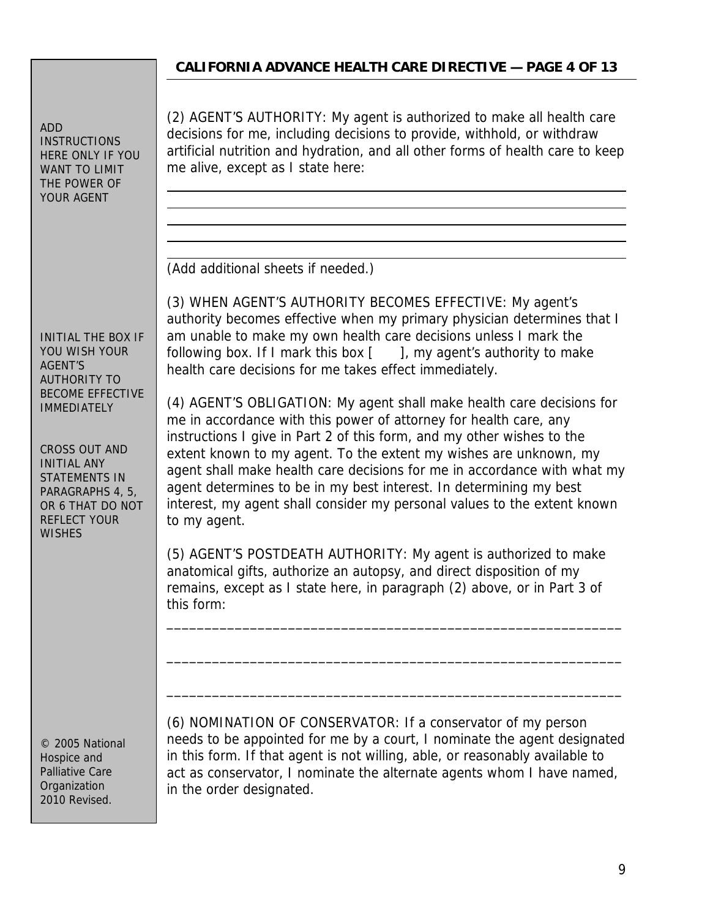ADD INSTRUCTIONS HERE ONLY IF YOU WANT TO LIMIT THE POWER OF YOUR AGENT

(2) AGENT'S AUTHORITY: My agent is authorized to make all health care decisions for me, including decisions to provide, withhold, or withdraw artificial nutrition and hydration, and all other forms of health care to keep me alive, except as I state here:

\_\_\_\_\_\_\_\_\_\_\_\_\_\_\_\_\_\_\_\_\_\_\_\_\_\_\_\_\_\_\_\_\_\_\_\_\_\_\_\_\_\_\_\_\_\_\_\_\_\_\_\_\_\_\_\_\_\_\_\_

\_\_\_\_\_\_\_\_\_\_\_\_\_\_\_\_\_\_\_\_\_\_\_\_\_\_\_\_\_\_\_\_\_\_\_\_\_\_\_\_\_\_\_\_\_\_\_\_\_\_\_\_\_\_\_\_\_\_\_\_

\_\_\_\_\_\_\_\_\_\_\_\_\_\_\_\_\_\_\_\_\_\_\_\_\_\_\_\_\_\_\_\_\_\_\_\_\_\_\_\_\_\_\_\_\_\_\_\_\_\_\_\_\_\_\_\_\_\_\_\_

\_\_\_\_\_\_\_\_\_\_\_\_\_\_\_\_\_\_\_\_\_\_\_\_\_\_\_\_\_\_\_\_\_\_\_\_\_\_\_\_\_\_\_\_\_\_\_\_\_\_\_\_\_\_\_\_\_\_\_\_

\_\_\_\_\_\_\_\_\_\_\_\_\_\_\_\_\_\_\_\_\_\_\_\_\_\_\_\_\_\_\_\_\_\_\_\_\_\_\_\_\_\_\_\_\_\_\_\_\_\_\_\_\_\_\_\_\_\_\_\_

(Add additional sheets if needed.)

INITIAL THE BOX IF YOU WISH YOUR AGENT'S AUTHORITY TO BECOME EFFECTIVE IMMEDIATELY

(3) WHEN AGENT'S AUTHORITY BECOMES EFFECTIVE: My agent's authority becomes effective when my primary physician determines that I am unable to make my own health care decisions unless I mark the following box. If I mark this box [      ], my agent's authority to make health care decisions for me takes effect immediately.

CROSS OUT AND INITIAL ANY STATEMENTS IN PARAGRAPHS 4, 5, OR 6 THAT DO NOT REFLECT YOUR WISHES

(4) AGENT'S OBLIGATION: My agent shall make health care decisions for me in accordance with this power of attorney for health care, any instructions I give in Part 2 of this form, and my other wishes to the extent known to my agent. To the extent my wishes are unknown, my agent shall make health care decisions for me in accordance with what my agent determines to be in my best interest. In determining my best interest, my agent shall consider my personal values to the extent known to my agent.

(5) AGENT'S POSTDEATH AUTHORITY: My agent is authorized to make anatomical gifts, authorize an autopsy, and direct disposition of my remains, except as I state here, in paragraph (2) above, or in Part 3 of this form:

\_\_\_\_\_\_\_\_\_\_\_\_\_\_\_\_\_\_\_\_\_\_\_\_\_\_\_\_\_\_\_\_\_\_\_\_\_\_\_\_\_\_\_\_\_\_\_\_\_\_\_\_\_\_\_\_\_\_\_\_

\_\_\_\_\_\_\_\_\_\_\_\_\_\_\_\_\_\_\_\_\_\_\_\_\_\_\_\_\_\_\_\_\_\_\_\_\_\_\_\_\_\_\_\_\_\_\_\_\_\_\_\_\_\_\_\_\_\_\_\_

\_\_\_\_\_\_\_\_\_\_\_\_\_\_\_\_\_\_\_\_\_\_\_\_\_\_\_\_\_\_\_\_\_\_\_\_\_\_\_\_\_\_\_\_\_\_\_\_\_\_\_\_\_\_\_\_\_\_\_\_

(6) NOMINATION OF CONSERVATOR: If a conservator of my person needs to be appointed for me by a court, I nominate the agent designated in this form. If that agent is not willing, able, or reasonably available to act as conservator, I nominate the alternate agents whom I have named, in the order designated.

© 2005 National Hospice and Palliative Care Organization 2010 Revised.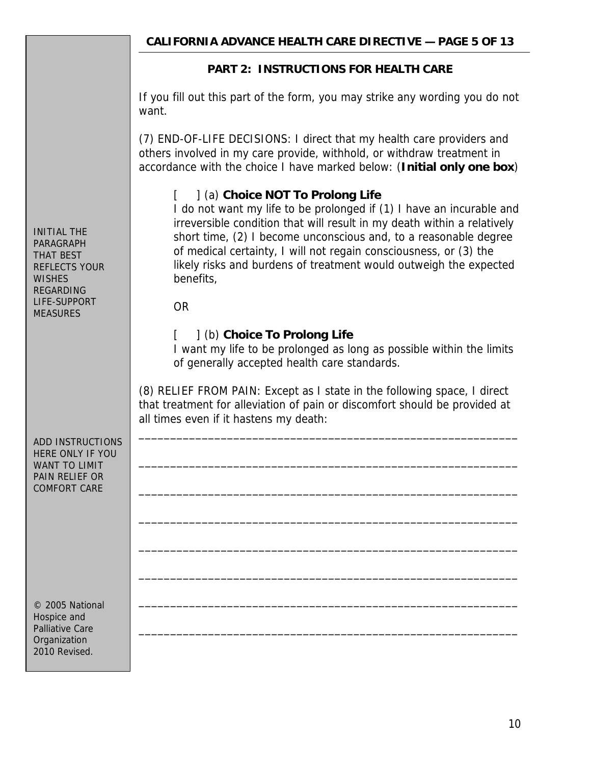## PART 2: INSTRUCTIONS FOR HEALTH CARE

If you fill out this part of the form, you may strike any wording you do not want.

INITIAL THE PARAGRAPH THAT BEST REFLECTS YOUR WISHES REGARDING LIFE-SUPPORT MEASURES

(7) END-OF-LIFE DECISIONS: I direct that my health care providers and others involved in my care provide, withhold, or withdraw treatment in accordance with the choice I have marked below: (**Initial only one box**)

[ ] (a) **Choice NOT To Prolong Life**
I do not want my life to be prolonged if (1) I have an incurable and irreversible condition that will result in my death within a relatively short time, (2) I become unconscious and, to a reasonable degree of medical certainty, I will not regain consciousness, or (3) the likely risks and burdens of treatment would outweigh the expected benefits,

OR

[ ] (b) **Choice To Prolong Life**
I want my life to be prolonged as long as possible within the limits of generally accepted health care standards.

ADD INSTRUCTIONS HERE ONLY IF YOU WANT TO LIMIT PAIN RELIEF OR COMFORT CARE

(8) RELIEF FROM PAIN: Except as I state in the following space, I direct that treatment for alleviation of pain or discomfort should be provided at all times even if it hastens my death:

____________________________________________________________

____________________________________________________________

____________________________________________________________

____________________________________________________________

____________________________________________________________

____________________________________________________________

____________________________________________________________

____________________________________________________________

© 2005 National Hospice and Palliative Care Organization 2010 Revised.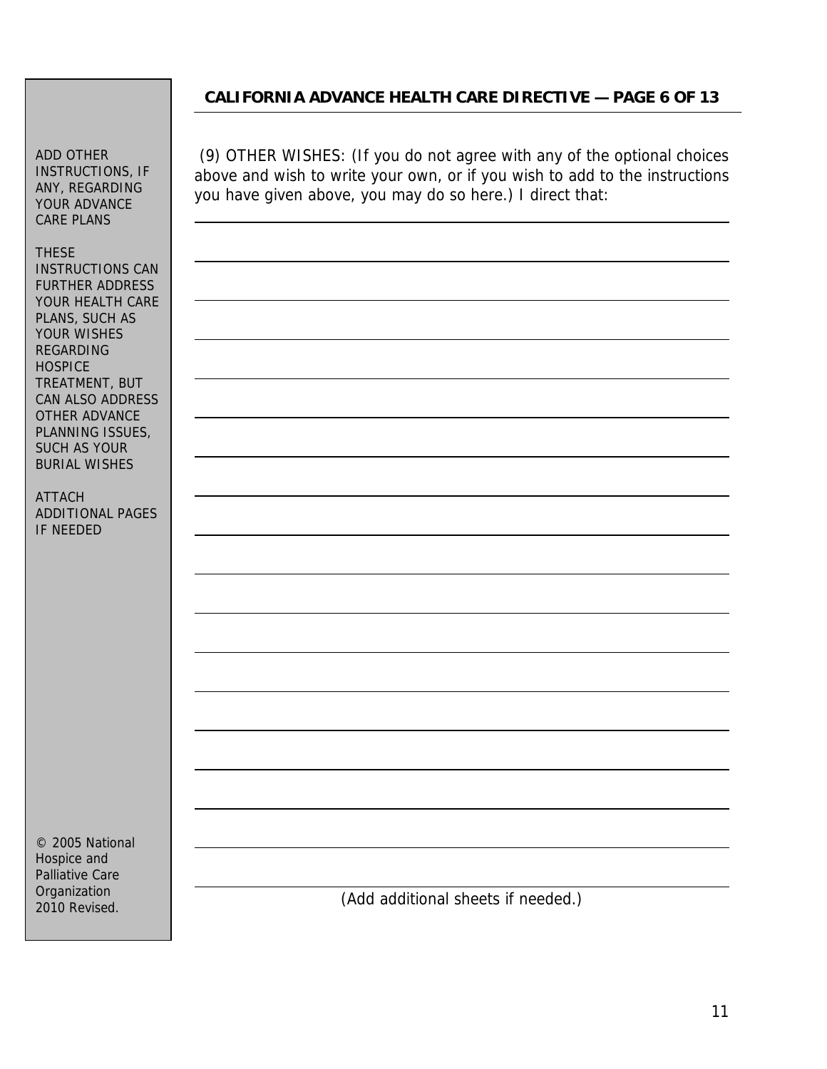ADD OTHER INSTRUCTIONS, IF ANY, REGARDING YOUR ADVANCE CARE PLANS

THESE INSTRUCTIONS CAN FURTHER ADDRESS YOUR HEALTH CARE PLANS, SUCH AS YOUR WISHES REGARDING HOSPICE TREATMENT, BUT CAN ALSO ADDRESS OTHER ADVANCE PLANNING ISSUES, SUCH AS YOUR BURIAL WISHES

ATTACH ADDITIONAL PAGES IF NEEDED

© 2005 National Hospice and Palliative Care Organization 2010 Revised.

## CALIFORNIA ADVANCE HEALTH CARE DIRECTIVE — PAGE 6 OF 13

(9) OTHER WISHES: (If you do not agree with any of the optional choices above and wish to write your own, or if you wish to add to the instructions you have given above, you may do so here.) I direct that:

\_\_\_\_\_\_\_\_\_\_\_\_\_\_\_\_\_\_\_\_\_\_\_\_\_\_\_\_\_\_\_\_\_\_\_\_\_\_\_\_\_\_\_\_\_\_\_\_\_\_\_\_\_\_\_\_\_\_\_\_

\_\_\_\_\_\_\_\_\_\_\_\_\_\_\_\_\_\_\_\_\_\_\_\_\_\_\_\_\_\_\_\_\_\_\_\_\_\_\_\_\_\_\_\_\_\_\_\_\_\_\_\_\_\_\_\_\_\_\_\_

\_\_\_\_\_\_\_\_\_\_\_\_\_\_\_\_\_\_\_\_\_\_\_\_\_\_\_\_\_\_\_\_\_\_\_\_\_\_\_\_\_\_\_\_\_\_\_\_\_\_\_\_\_\_\_\_\_\_\_\_

\_\_\_\_\_\_\_\_\_\_\_\_\_\_\_\_\_\_\_\_\_\_\_\_\_\_\_\_\_\_\_\_\_\_\_\_\_\_\_\_\_\_\_\_\_\_\_\_\_\_\_\_\_\_\_\_\_\_\_\_

\_\_\_\_\_\_\_\_\_\_\_\_\_\_\_\_\_\_\_\_\_\_\_\_\_\_\_\_\_\_\_\_\_\_\_\_\_\_\_\_\_\_\_\_\_\_\_\_\_\_\_\_\_\_\_\_\_\_\_\_

\_\_\_\_\_\_\_\_\_\_\_\_\_\_\_\_\_\_\_\_\_\_\_\_\_\_\_\_\_\_\_\_\_\_\_\_\_\_\_\_\_\_\_\_\_\_\_\_\_\_\_\_\_\_\_\_\_\_\_\_

\_\_\_\_\_\_\_\_\_\_\_\_\_\_\_\_\_\_\_\_\_\_\_\_\_\_\_\_\_\_\_\_\_\_\_\_\_\_\_\_\_\_\_\_\_\_\_\_\_\_\_\_\_\_\_\_\_\_\_\_

\_\_\_\_\_\_\_\_\_\_\_\_\_\_\_\_\_\_\_\_\_\_\_\_\_\_\_\_\_\_\_\_\_\_\_\_\_\_\_\_\_\_\_\_\_\_\_\_\_\_\_\_\_\_\_\_\_\_\_\_

\_\_\_\_\_\_\_\_\_\_\_\_\_\_\_\_\_\_\_\_\_\_\_\_\_\_\_\_\_\_\_\_\_\_\_\_\_\_\_\_\_\_\_\_\_\_\_\_\_\_\_\_\_\_\_\_\_\_\_\_

\_\_\_\_\_\_\_\_\_\_\_\_\_\_\_\_\_\_\_\_\_\_\_\_\_\_\_\_\_\_\_\_\_\_\_\_\_\_\_\_\_\_\_\_\_\_\_\_\_\_\_\_\_\_\_\_\_\_\_\_

\_\_\_\_\_\_\_\_\_\_\_\_\_\_\_\_\_\_\_\_\_\_\_\_\_\_\_\_\_\_\_\_\_\_\_\_\_\_\_\_\_\_\_\_\_\_\_\_\_\_\_\_\_\_\_\_\_\_\_\_

\_\_\_\_\_\_\_\_\_\_\_\_\_\_\_\_\_\_\_\_\_\_\_\_\_\_\_\_\_\_\_\_\_\_\_\_\_\_\_\_\_\_\_\_\_\_\_\_\_\_\_\_\_\_\_\_\_\_\_\_

\_\_\_\_\_\_\_\_\_\_\_\_\_\_\_\_\_\_\_\_\_\_\_\_\_\_\_\_\_\_\_\_\_\_\_\_\_\_\_\_\_\_\_\_\_\_\_\_\_\_\_\_\_\_\_\_\_\_\_\_

\_\_\_\_\_\_\_\_\_\_\_\_\_\_\_\_\_\_\_\_\_\_\_\_\_\_\_\_\_\_\_\_\_\_\_\_\_\_\_\_\_\_\_\_\_\_\_\_\_\_\_\_\_\_\_\_\_\_\_\_

\_\_\_\_\_\_\_\_\_\_\_\_\_\_\_\_\_\_\_\_\_\_\_\_\_\_\_\_\_\_\_\_\_\_\_\_\_\_\_\_\_\_\_\_\_\_\_\_\_\_\_\_\_\_\_\_\_\_\_\_

\_\_\_\_\_\_\_\_\_\_\_\_\_\_\_\_\_\_\_\_\_\_\_\_\_\_\_\_\_\_\_\_\_\_\_\_\_\_\_\_\_\_\_\_\_\_\_\_\_\_\_\_\_\_\_\_\_\_\_\_

\_\_\_\_\_\_\_\_\_\_\_\_\_\_\_\_\_\_\_\_\_\_\_\_\_\_\_\_\_\_\_\_\_\_\_\_\_\_\_\_\_\_\_\_\_\_\_\_\_\_\_\_\_\_\_\_\_\_\_\_

\_\_\_\_\_\_\_\_\_\_\_\_\_\_\_\_\_\_\_\_\_\_\_\_\_\_\_\_\_\_\_\_\_\_\_\_\_\_\_\_\_\_\_\_\_\_\_\_\_\_\_\_\_\_\_\_\_\_\_\_

(Add additional sheets if needed.)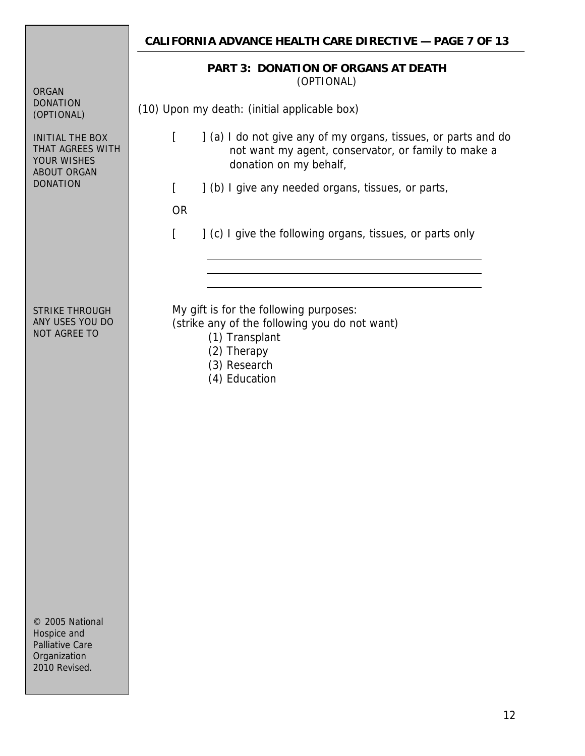## PART 3: DONATION OF ORGANS AT DEATH

(OPTIONAL)

ORGAN DONATION (OPTIONAL)

INITIAL THE BOX THAT AGREES WITH YOUR WISHES ABOUT ORGAN DONATION

(10) Upon my death: (initial applicable box)

[ ] (a) I do not give any of my organs, tissues, or parts and do not want my agent, conservator, or family to make a donation on my behalf,

[ ] (b) I give any needed organs, tissues, or parts,

OR

[ ] (c) I give the following organs, tissues, or parts only

\_\_\_\_\_\_\_\_\_\_\_\_\_\_\_\_\_\_\_\_\_\_\_\_\_\_\_\_\_\_\_\_\_\_\_\_\_\_\_\_\_\_\_\_

\_\_\_\_\_\_\_\_\_\_\_\_\_\_\_\_\_\_\_\_\_\_\_\_\_\_\_\_\_\_\_\_\_\_\_\_\_\_\_\_\_\_\_\_

\_\_\_\_\_\_\_\_\_\_\_\_\_\_\_\_\_\_\_\_\_\_\_\_\_\_\_\_\_\_\_\_\_\_\_\_\_\_\_\_\_\_\_\_

STRIKE THROUGH ANY USES YOU DO NOT AGREE TO

My gift is for the following purposes:
(strike any of the following you do not want)

(1) Transplant
(2) Therapy
(3) Research
(4) Education

© 2005 National Hospice and Palliative Care Organization 2010 Revised.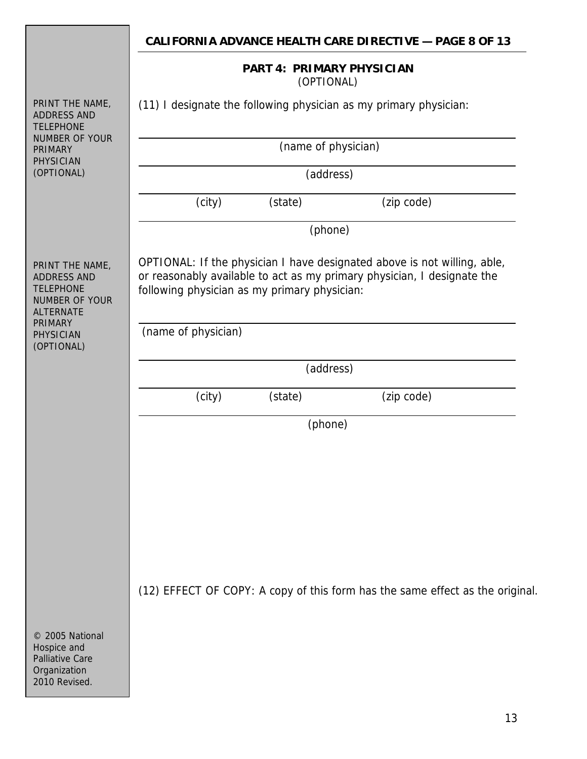## PART 4: PRIMARY PHYSICIAN

(OPTIONAL)

PRINT THE NAME, ADDRESS AND TELEPHONE NUMBER OF YOUR PRIMARY PHYSICIAN (OPTIONAL)

(11) I designate the following physician as my primary physician:

\_\_\_\_\_\_\_\_\_\_\_\_\_\_\_\_\_\_\_\_\_\_\_\_\_\_\_\_\_\_\_\_\_\_\_\_\_\_\_\_\_\_\_\_\_\_\_\_\_\_\_\_\_\_\_\_
(name of physician)

\_\_\_\_\_\_\_\_\_\_\_\_\_\_\_\_\_\_\_\_\_\_\_\_\_\_\_\_\_\_\_\_\_\_\_\_\_\_\_\_\_\_\_\_\_\_\_\_\_\_\_\_\_\_\_\_
(address)

\_\_\_\_\_\_\_\_\_\_\_\_\_\_\_\_\_\_\_\_\_\_\_\_\_\_\_\_\_\_\_\_\_\_\_\_\_\_\_\_\_\_\_\_\_\_\_\_\_\_\_\_\_\_\_\_
(city) (state) (zip code)

\_\_\_\_\_\_\_\_\_\_\_\_\_\_\_\_\_\_\_\_\_\_\_\_\_\_\_\_\_\_\_\_\_\_\_\_\_\_\_\_\_\_\_\_\_\_\_\_\_\_\_\_\_\_\_\_
(phone)

PRINT THE NAME, ADDRESS AND TELEPHONE NUMBER OF YOUR ALTERNATE PRIMARY PHYSICIAN (OPTIONAL)

OPTIONAL: If the physician I have designated above is not willing, able, or reasonably available to act as my primary physician, I designate the following physician as my primary physician:

\_\_\_\_\_\_\_\_\_\_\_\_\_\_\_\_\_\_\_\_\_\_\_\_\_\_\_\_\_\_\_\_\_\_\_\_\_\_\_\_\_\_\_\_\_\_\_\_\_\_\_\_\_\_\_\_
(name of physician)

\_\_\_\_\_\_\_\_\_\_\_\_\_\_\_\_\_\_\_\_\_\_\_\_\_\_\_\_\_\_\_\_\_\_\_\_\_\_\_\_\_\_\_\_\_\_\_\_\_\_\_\_\_\_\_\_
(address)

\_\_\_\_\_\_\_\_\_\_\_\_\_\_\_\_\_\_\_\_\_\_\_\_\_\_\_\_\_\_\_\_\_\_\_\_\_\_\_\_\_\_\_\_\_\_\_\_\_\_\_\_\_\_\_\_
(city) (state) (zip code)

\_\_\_\_\_\_\_\_\_\_\_\_\_\_\_\_\_\_\_\_\_\_\_\_\_\_\_\_\_\_\_\_\_\_\_\_\_\_\_\_\_\_\_\_\_\_\_\_\_\_\_\_\_\_\_\_
(phone)

(12) EFFECT OF COPY: A copy of this form has the same effect as the original.

© 2005 National Hospice and Palliative Care Organization 2010 Revised.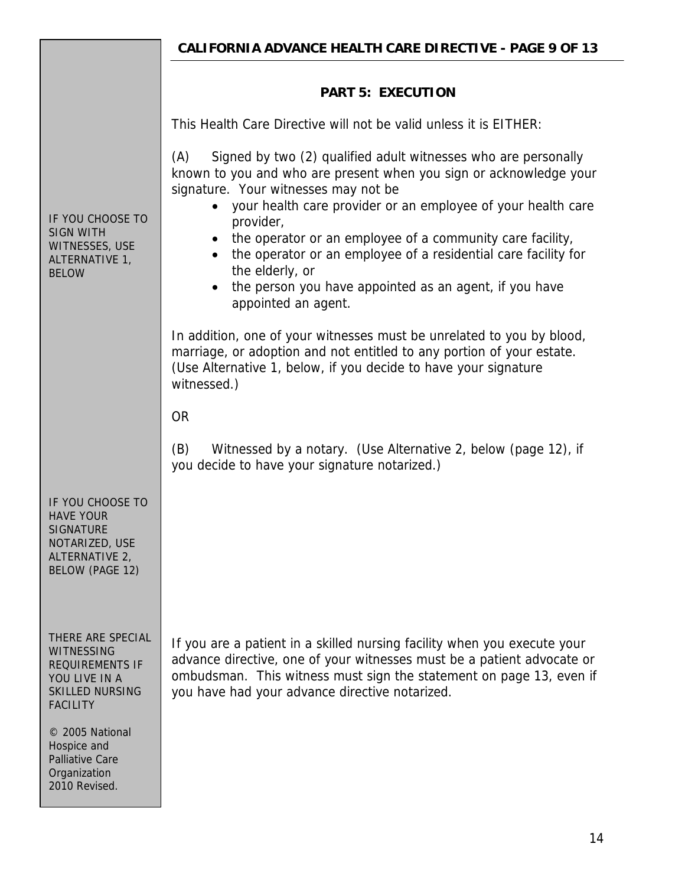## PART 5: EXECUTION

This Health Care Directive will not be valid unless it is EITHER:

IF YOU CHOOSE TO SIGN WITH WITNESSES, USE ALTERNATIVE 1, BELOW

(A) Signed by two (2) qualified adult witnesses who are personally known to you and who are present when you sign or acknowledge your signature. Your witnesses may not be

- your health care provider or an employee of your health care provider,
- the operator or an employee of a community care facility,
- the operator or an employee of a residential care facility for the elderly, or
- the person you have appointed as an agent, if you have appointed an agent.

In addition, one of your witnesses must be unrelated to you by blood, marriage, or adoption and not entitled to any portion of your estate. (Use Alternative 1, below, if you decide to have your signature witnessed.)

OR

(B) Witnessed by a notary. (Use Alternative 2, below (page 12), if you decide to have your signature notarized.)

IF YOU CHOOSE TO HAVE YOUR SIGNATURE NOTARIZED, USE ALTERNATIVE 2, BELOW (PAGE 12)

THERE ARE SPECIAL WITNESSING REQUIREMENTS IF YOU LIVE IN A SKILLED NURSING FACILITY

If you are a patient in a skilled nursing facility when you execute your advance directive, one of your witnesses must be a patient advocate or ombudsman. This witness must sign the statement on page 13, even if you have had your advance directive notarized.

© 2005 National Hospice and Palliative Care Organization 2010 Revised.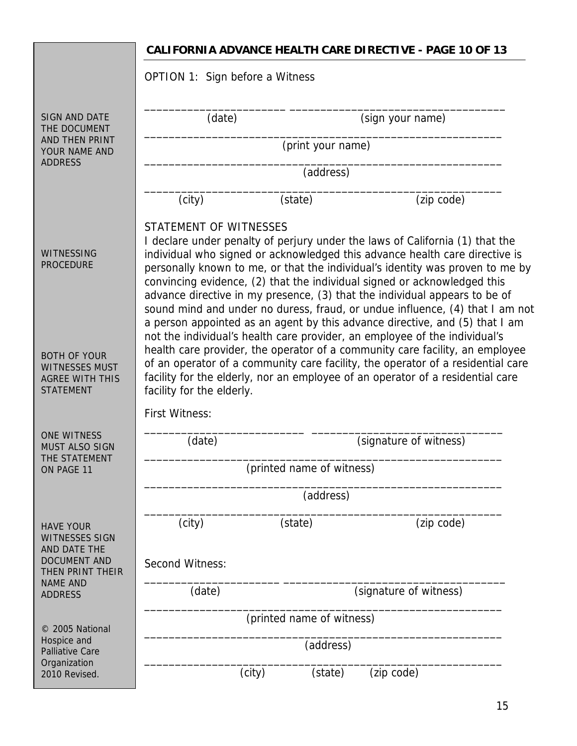## CALIFORNIA ADVANCE HEALTH CARE DIRECTIVE - PAGE 10 OF 13

OPTION 1: Sign before a Witness

SIGN AND DATE THE DOCUMENT AND THEN PRINT YOUR NAME AND ADDRESS

_______________________ ___________________________________
(date) (sign your name)

___________________________________________________________
(print your name)

___________________________________________________________
(address)

___________________________________________________________
(city) (state) (zip code)

WITNESSING PROCEDURE

STATEMENT OF WITNESSES

I declare under penalty of perjury under the laws of California (1) that the individual who signed or acknowledged this advance health care directive is personally known to me, or that the individual's identity was proven to me by convincing evidence, (2) that the individual signed or acknowledged this advance directive in my presence, (3) that the individual appears to be of sound mind and under no duress, fraud, or undue influence, (4) that I am not a person appointed as an agent by this advance directive, and (5) that I am not the individual's health care provider, an employee of the individual's health care provider, the operator of a community care facility, an employee of an operator of a community care facility, the operator of a residential care facility for the elderly, nor an employee of an operator of a residential care facility for the elderly.

BOTH OF YOUR WITNESSES MUST AGREE WITH THIS STATEMENT

ONE WITNESS MUST ALSO SIGN THE STATEMENT ON PAGE 11

HAVE YOUR WITNESSES SIGN AND DATE THE DOCUMENT AND THEN PRINT THEIR NAME AND ADDRESS

First Witness:

__________________________ _______________________________
(date) (signature of witness)

___________________________________________________________
(printed name of witness)

___________________________________________________________
(address)

___________________________________________________________
(city) (state) (zip code)

Second Witness:

_______________________ ___________________________________
(date) (signature of witness)

___________________________________________________________
(printed name of witness)

___________________________________________________________
(address)

___________________________________________________________
(city) (state) (zip code)

© 2005 National Hospice and Palliative Care Organization 2010 Revised.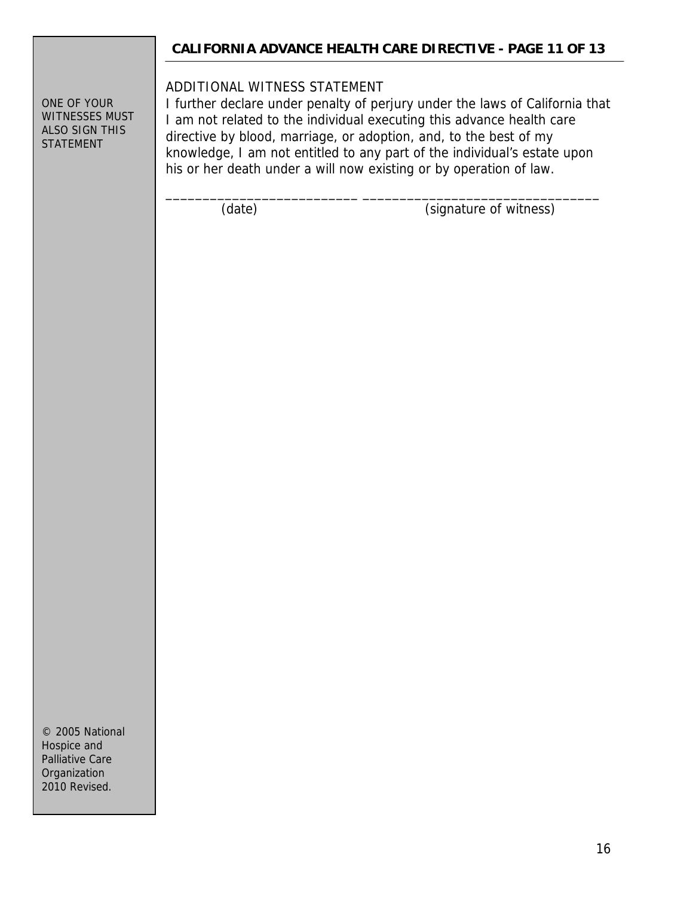ONE OF YOUR WITNESSES MUST ALSO SIGN THIS STATEMENT

ADDITIONAL WITNESS STATEMENT

I further declare under penalty of perjury under the laws of California that I am not related to the individual executing this advance health care directive by blood, marriage, or adoption, and, to the best of my knowledge, I am not entitled to any part of the individual's estate upon his or her death under a will now existing or by operation of law.

\_\_\_\_\_\_\_\_\_\_\_\_\_\_\_\_\_\_\_\_\_\_\_\_\_\_ \_\_\_\_\_\_\_\_\_\_\_\_\_\_\_\_\_\_\_\_\_\_\_\_\_\_\_\_\_\_\_\_
(date) (signature of witness)

© 2005 National Hospice and Palliative Care Organization 2010 Revised.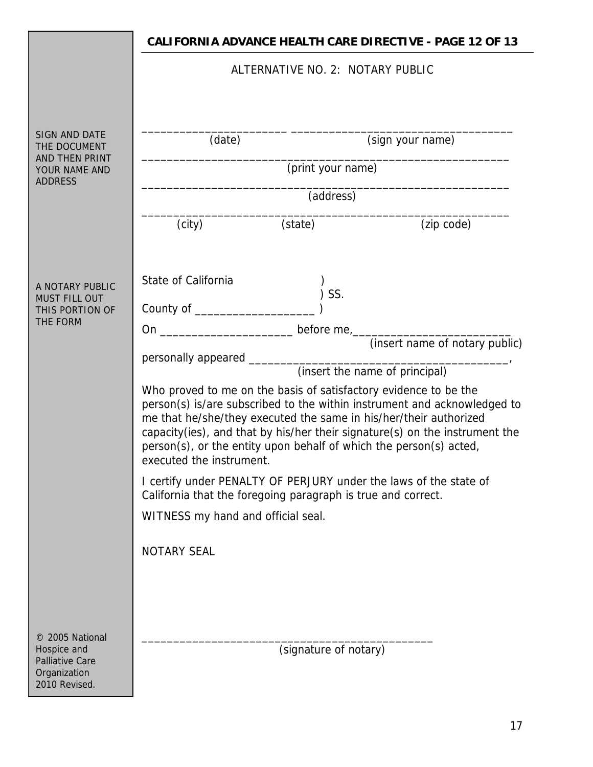## ALTERNATIVE NO. 2: NOTARY PUBLIC

SIGN AND DATE THE DOCUMENT AND THEN PRINT YOUR NAME AND ADDRESS

_______________________ ___________________________________

(date) (sign your name)

____________________________________________________________

(print your name)

____________________________________________________________

(address)

____________________________________________________________

(city) (state) (zip code)

A NOTARY PUBLIC MUST FILL OUT THIS PORTION OF THE FORM

State of California )

) SS.

County of ___________________ )

On _____________________ before me,_________________________

(insert name of notary public)

personally appeared _______________________________________,

(insert the name of principal)

Who proved to me on the basis of satisfactory evidence to be the person(s) is/are subscribed to the within instrument and acknowledged to me that he/she/they executed the same in his/her/their authorized capacity(ies), and that by his/her their signature(s) on the instrument the person(s), or the entity upon behalf of which the person(s) acted, executed the instrument.

I certify under PENALTY OF PERJURY under the laws of the state of California that the foregoing paragraph is true and correct.

WITNESS my hand and official seal.

NOTARY SEAL

_______________________________________________

(signature of notary)

© 2005 National Hospice and Palliative Care Organization 2010 Revised.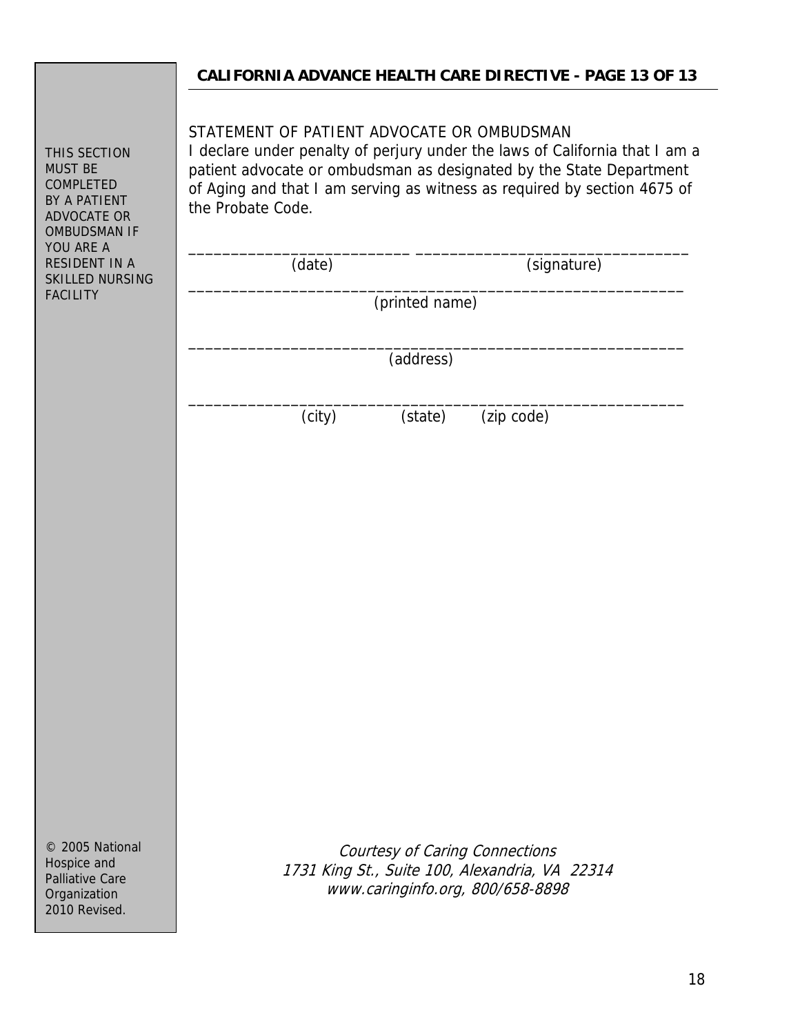**CALIFORNIA ADVANCE HEALTH CARE DIRECTIVE - PAGE 13 OF 13**

THIS SECTION MUST BE COMPLETED BY A PATIENT ADVOCATE OR OMBUDSMAN IF YOU ARE A RESIDENT IN A SKILLED NURSING FACILITY

STATEMENT OF PATIENT ADVOCATE OR OMBUDSMAN

I declare under penalty of perjury under the laws of California that I am a patient advocate or ombudsman as designated by the State Department of Aging and that I am serving as witness as required by section 4675 of the Probate Code.

_________________________ _______________________________

(date) (signature)

___________________________________________________________

(printed name)

___________________________________________________________

(address)

___________________________________________________________

(city) (state) (zip code)

© 2005 National Hospice and Palliative Care Organization 2010 Revised.

*Courtesy of Caring Connections*
*1731 King St., Suite 100, Alexandria, VA 22314*
*www.caringinfo.org, 800/658-8898*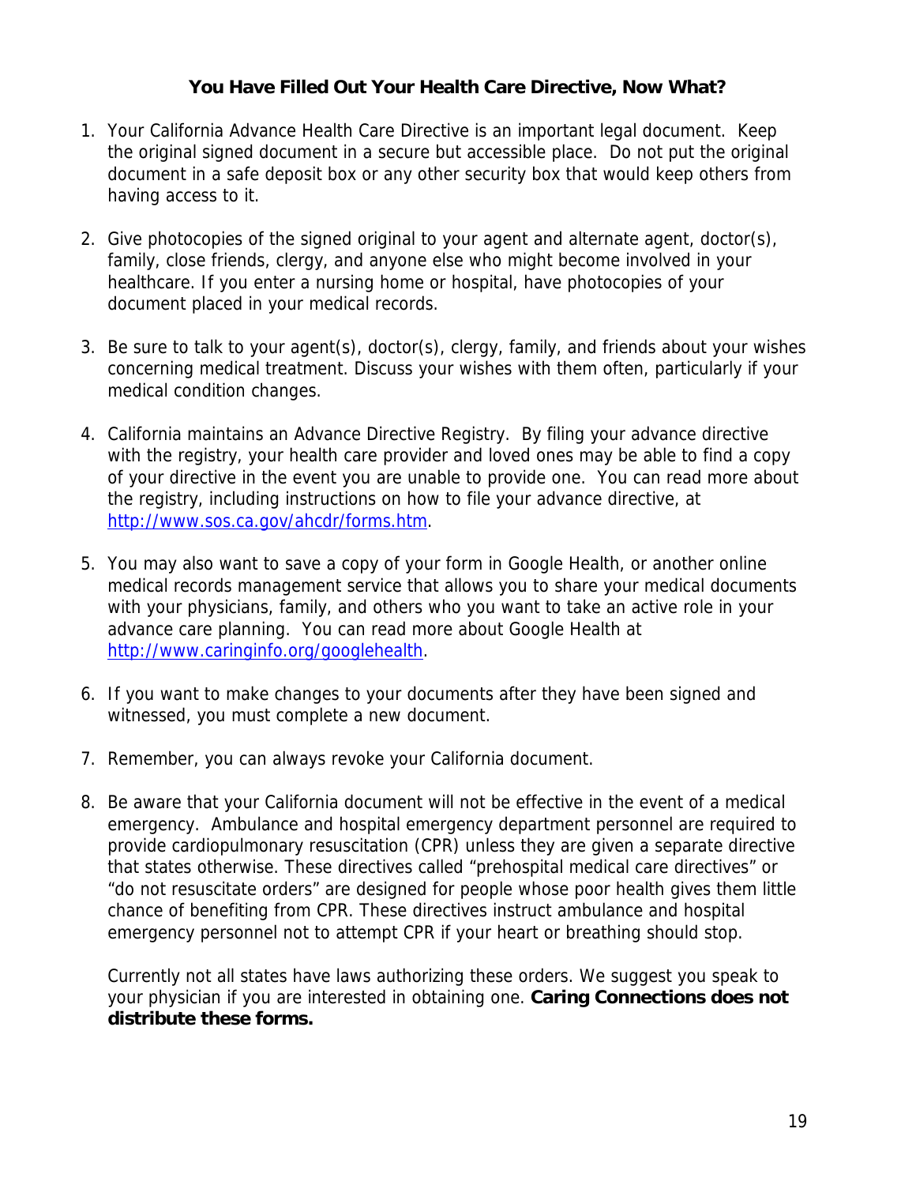## You Have Filled Out Your Health Care Directive, Now What?

1. Your California Advance Health Care Directive is an important legal document. Keep the original signed document in a secure but accessible place. Do not put the original document in a safe deposit box or any other security box that would keep others from having access to it.

2. Give photocopies of the signed original to your agent and alternate agent, doctor(s), family, close friends, clergy, and anyone else who might become involved in your healthcare. If you enter a nursing home or hospital, have photocopies of your document placed in your medical records.

3. Be sure to talk to your agent(s), doctor(s), clergy, family, and friends about your wishes concerning medical treatment. Discuss your wishes with them often, particularly if your medical condition changes.

4. California maintains an Advance Directive Registry. By filing your advance directive with the registry, your health care provider and loved ones may be able to find a copy of your directive in the event you are unable to provide one. You can read more about the registry, including instructions on how to file your advance directive, at http://www.sos.ca.gov/ahcdr/forms.htm.

5. You may also want to save a copy of your form in Google Health, or another online medical records management service that allows you to share your medical documents with your physicians, family, and others who you want to take an active role in your advance care planning. You can read more about Google Health at http://www.caringinfo.org/googlehealth.

6. If you want to make changes to your documents after they have been signed and witnessed, you must complete a new document.

7. Remember, you can always revoke your California document.

8. Be aware that your California document will not be effective in the event of a medical emergency. Ambulance and hospital emergency department personnel are required to provide cardiopulmonary resuscitation (CPR) unless they are given a separate directive that states otherwise. These directives called "prehospital medical care directives" or "do not resuscitate orders" are designed for people whose poor health gives them little chance of benefiting from CPR. These directives instruct ambulance and hospital emergency personnel not to attempt CPR if your heart or breathing should stop.

   Currently not all states have laws authorizing these orders. We suggest you speak to your physician if you are interested in obtaining one. **Caring Connections does not distribute these forms.**